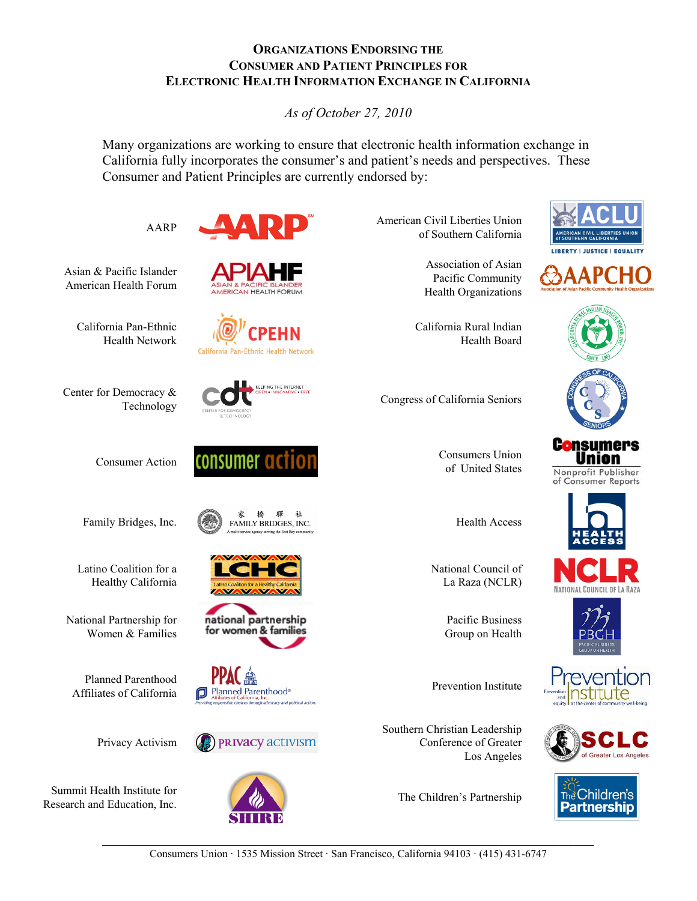# ORGANIZATIONS ENDORSING THE CONSUMER AND PATIENT PRINCIPLES FOR ELECTRONIC HEALTH INFORMATION EXCHANGE IN CALIFORNIA

*As of October 27, 2010*

Many organizations are working to ensure that electronic health information exchange in California fully incorporates the consumer's and patient's needs and perspectives. These Consumer and Patient Principles are currently endorsed by:

- AARP
- American Civil Liberties Union of Southern California
- Asian & Pacific Islander American Health Forum
- Association of Asian Pacific Community Health Organizations
- California Pan-Ethnic Health Network
- California Rural Indian Health Board
- Center for Democracy & Technology
- Congress of California Seniors
- Consumer Action
- Consumers Union of United States
- Family Bridges, Inc.
- Health Access
- Latino Coalition for a Healthy California
- National Council of La Raza (NCLR)
- National Partnership for Women & Families
- Pacific Business Group on Health
- Planned Parenthood Affiliates of California
- Prevention Institute
- Privacy Activism
- Southern Christian Leadership Conference of Greater Los Angeles
- Summit Health Institute for Research and Education, Inc.
- The Children's Partnership

Consumers Union · 1535 Mission Street · San Francisco, California 94103 · (415) 431-6747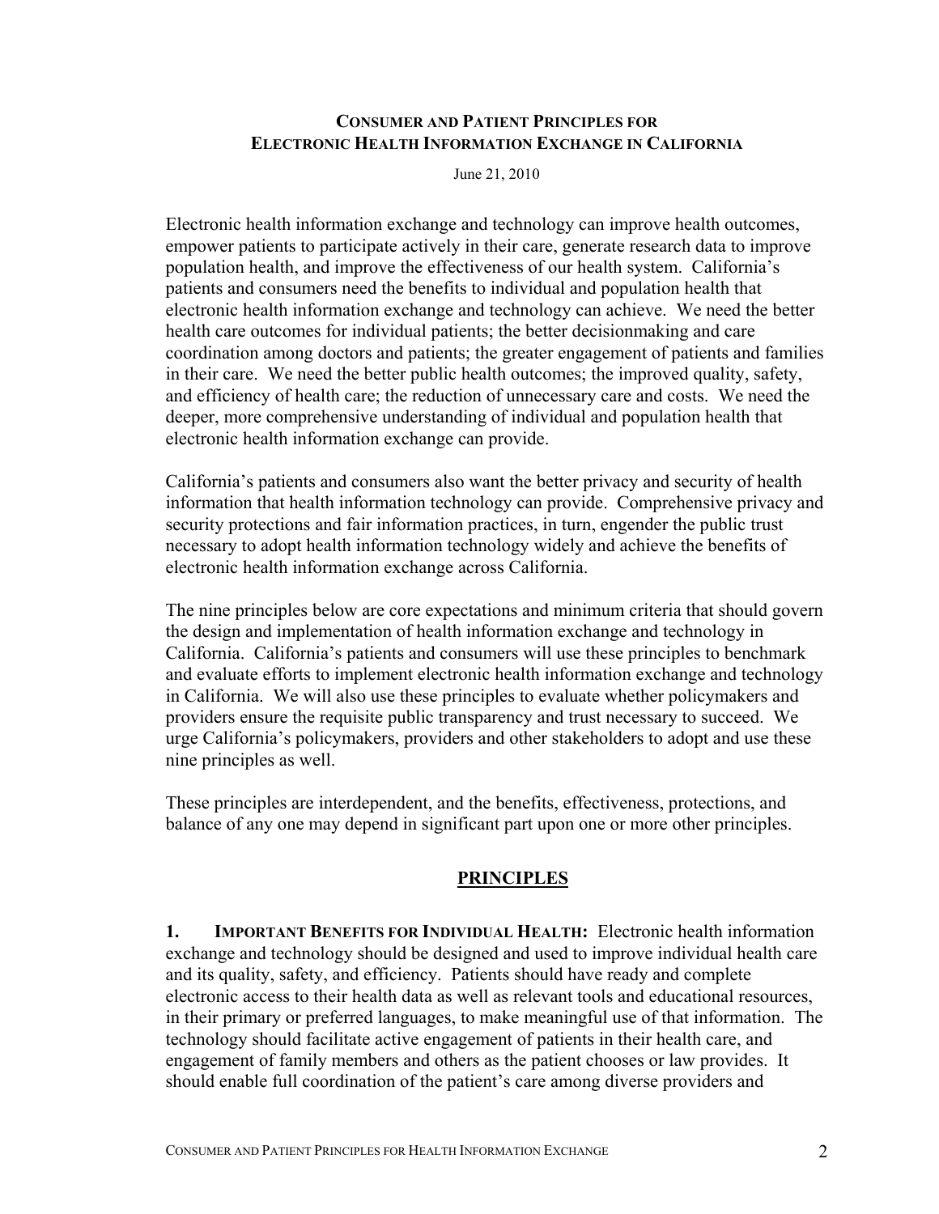## Consumer and Patient Principles for Electronic Health Information Exchange in California

June 21, 2010

Electronic health information exchange and technology can improve health outcomes, empower patients to participate actively in their care, generate research data to improve population health, and improve the effectiveness of our health system. California's patients and consumers need the benefits to individual and population health that electronic health information exchange and technology can achieve. We need the better health care outcomes for individual patients; the better decisionmaking and care coordination among doctors and patients; the greater engagement of patients and families in their care. We need the better public health outcomes; the improved quality, safety, and efficiency of health care; the reduction of unnecessary care and costs. We need the deeper, more comprehensive understanding of individual and population health that electronic health information exchange can provide.

California's patients and consumers also want the better privacy and security of health information that health information technology can provide. Comprehensive privacy and security protections and fair information practices, in turn, engender the public trust necessary to adopt health information technology widely and achieve the benefits of electronic health information exchange across California.

The nine principles below are core expectations and minimum criteria that should govern the design and implementation of health information exchange and technology in California. California's patients and consumers will use these principles to benchmark and evaluate efforts to implement electronic health information exchange and technology in California. We will also use these principles to evaluate whether policymakers and providers ensure the requisite public transparency and trust necessary to succeed. We urge California's policymakers, providers and other stakeholders to adopt and use these nine principles as well.

These principles are interdependent, and the benefits, effectiveness, protections, and balance of any one may depend in significant part upon one or more other principles.

## PRINCIPLES

**1. Important Benefits for Individual Health:** Electronic health information exchange and technology should be designed and used to improve individual health care and its quality, safety, and efficiency. Patients should have ready and complete electronic access to their health data as well as relevant tools and educational resources, in their primary or preferred languages, to make meaningful use of that information. The technology should facilitate active engagement of patients in their health care, and engagement of family members and others as the patient chooses or law provides. It should enable full coordination of the patient's care among diverse providers and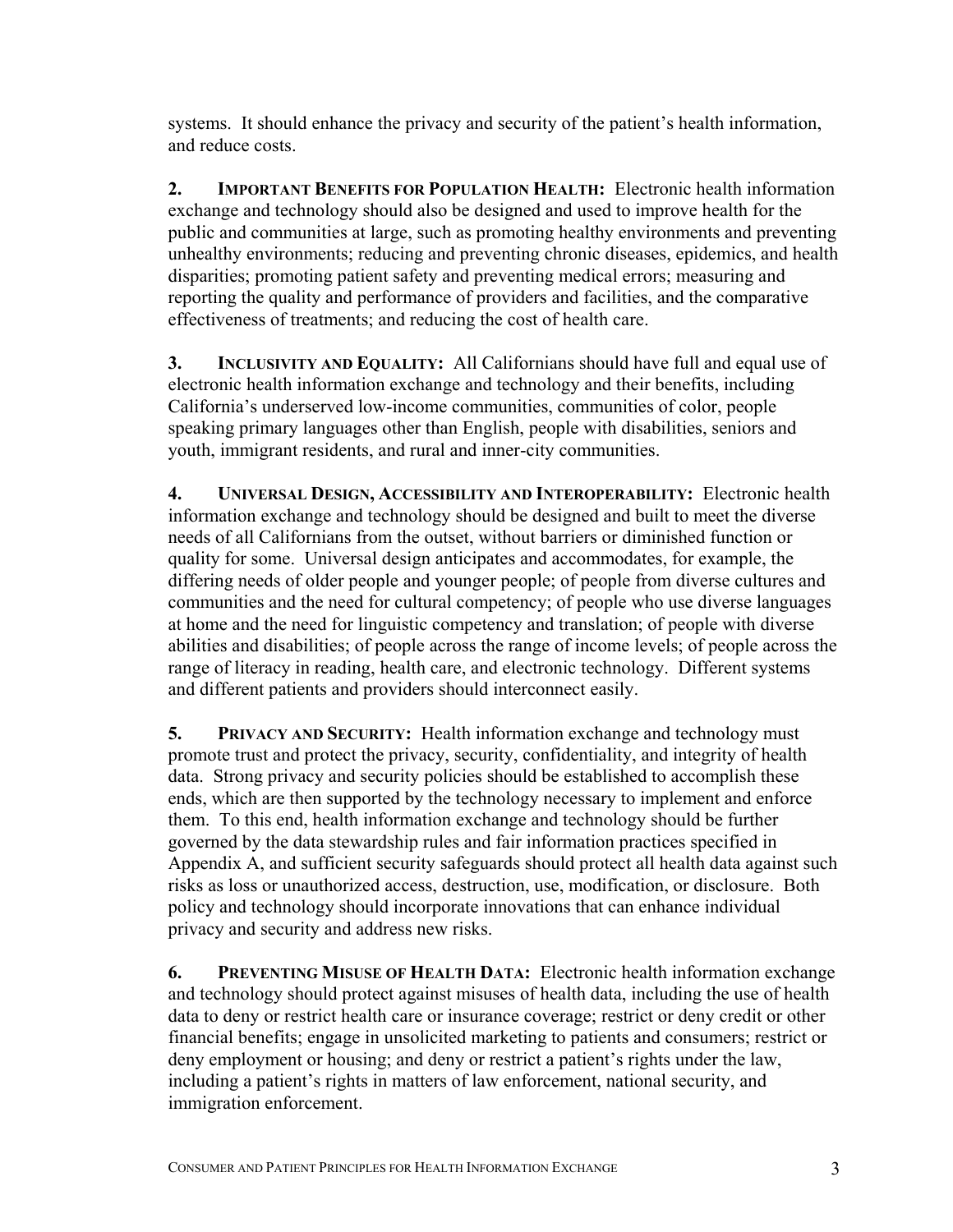systems. It should enhance the privacy and security of the patient's health information, and reduce costs.

**2. IMPORTANT BENEFITS FOR POPULATION HEALTH:** Electronic health information exchange and technology should also be designed and used to improve health for the public and communities at large, such as promoting healthy environments and preventing unhealthy environments; reducing and preventing chronic diseases, epidemics, and health disparities; promoting patient safety and preventing medical errors; measuring and reporting the quality and performance of providers and facilities, and the comparative effectiveness of treatments; and reducing the cost of health care.

**3. INCLUSIVITY AND EQUALITY:** All Californians should have full and equal use of electronic health information exchange and technology and their benefits, including California's underserved low-income communities, communities of color, people speaking primary languages other than English, people with disabilities, seniors and youth, immigrant residents, and rural and inner-city communities.

**4. UNIVERSAL DESIGN, ACCESSIBILITY AND INTEROPERABILITY:** Electronic health information exchange and technology should be designed and built to meet the diverse needs of all Californians from the outset, without barriers or diminished function or quality for some. Universal design anticipates and accommodates, for example, the differing needs of older people and younger people; of people from diverse cultures and communities and the need for cultural competency; of people who use diverse languages at home and the need for linguistic competency and translation; of people with diverse abilities and disabilities; of people across the range of income levels; of people across the range of literacy in reading, health care, and electronic technology. Different systems and different patients and providers should interconnect easily.

**5. PRIVACY AND SECURITY:** Health information exchange and technology must promote trust and protect the privacy, security, confidentiality, and integrity of health data. Strong privacy and security policies should be established to accomplish these ends, which are then supported by the technology necessary to implement and enforce them. To this end, health information exchange and technology should be further governed by the data stewardship rules and fair information practices specified in Appendix A, and sufficient security safeguards should protect all health data against such risks as loss or unauthorized access, destruction, use, modification, or disclosure. Both policy and technology should incorporate innovations that can enhance individual privacy and security and address new risks.

**6. PREVENTING MISUSE OF HEALTH DATA:** Electronic health information exchange and technology should protect against misuses of health data, including the use of health data to deny or restrict health care or insurance coverage; restrict or deny credit or other financial benefits; engage in unsolicited marketing to patients and consumers; restrict or deny employment or housing; and deny or restrict a patient's rights under the law, including a patient's rights in matters of law enforcement, national security, and immigration enforcement.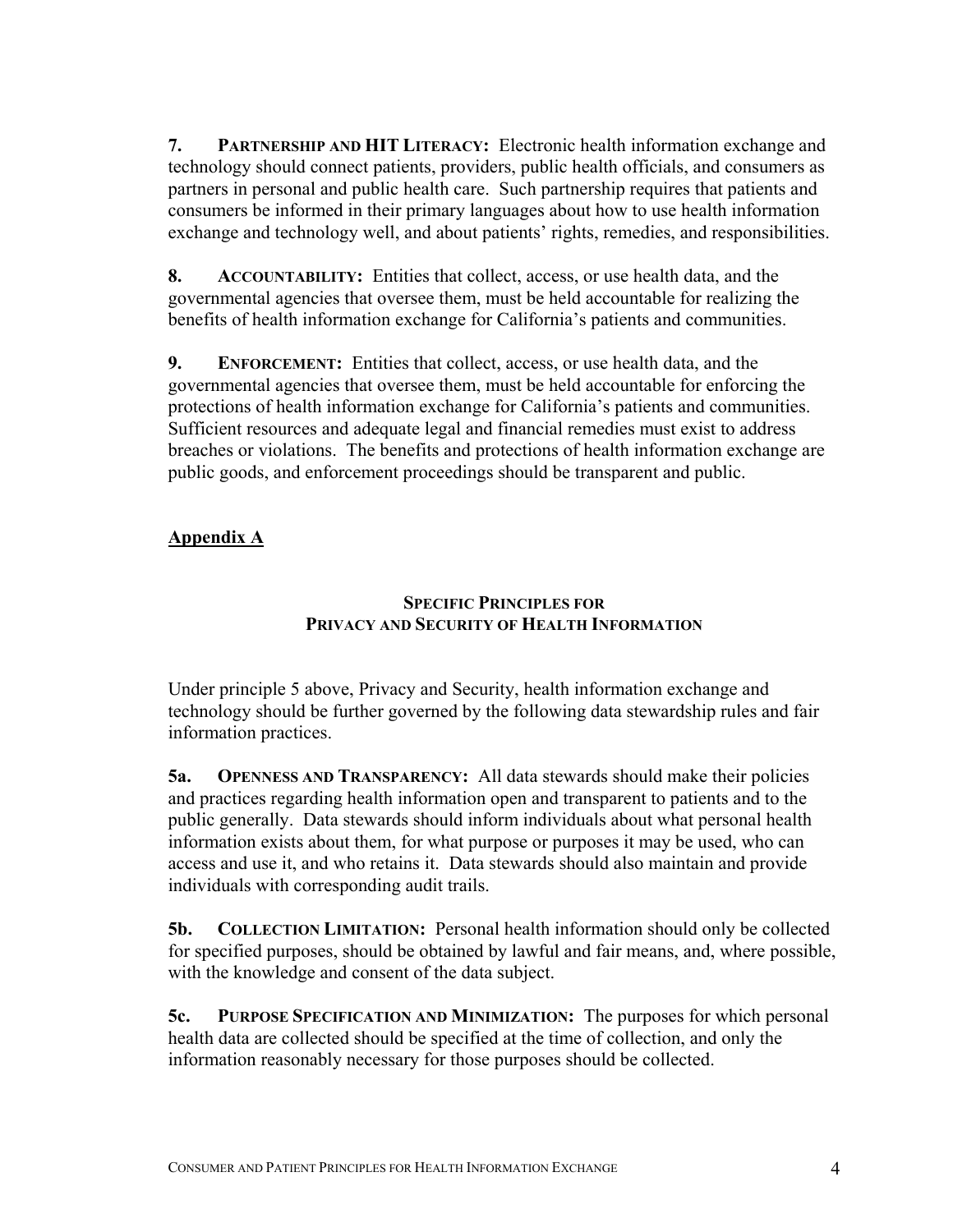**7. PARTNERSHIP AND HIT LITERACY:** Electronic health information exchange and technology should connect patients, providers, public health officials, and consumers as partners in personal and public health care. Such partnership requires that patients and consumers be informed in their primary languages about how to use health information exchange and technology well, and about patients' rights, remedies, and responsibilities.

**8. ACCOUNTABILITY:** Entities that collect, access, or use health data, and the governmental agencies that oversee them, must be held accountable for realizing the benefits of health information exchange for California's patients and communities.

**9. ENFORCEMENT:** Entities that collect, access, or use health data, and the governmental agencies that oversee them, must be held accountable for enforcing the protections of health information exchange for California's patients and communities. Sufficient resources and adequate legal and financial remedies must exist to address breaches or violations. The benefits and protections of health information exchange are public goods, and enforcement proceedings should be transparent and public.

## Appendix A

### SPECIFIC PRINCIPLES FOR PRIVACY AND SECURITY OF HEALTH INFORMATION

Under principle 5 above, Privacy and Security, health information exchange and technology should be further governed by the following data stewardship rules and fair information practices.

**5a. OPENNESS AND TRANSPARENCY:** All data stewards should make their policies and practices regarding health information open and transparent to patients and to the public generally. Data stewards should inform individuals about what personal health information exists about them, for what purpose or purposes it may be used, who can access and use it, and who retains it. Data stewards should also maintain and provide individuals with corresponding audit trails.

**5b. COLLECTION LIMITATION:** Personal health information should only be collected for specified purposes, should be obtained by lawful and fair means, and, where possible, with the knowledge and consent of the data subject.

**5c. PURPOSE SPECIFICATION AND MINIMIZATION:** The purposes for which personal health data are collected should be specified at the time of collection, and only the information reasonably necessary for those purposes should be collected.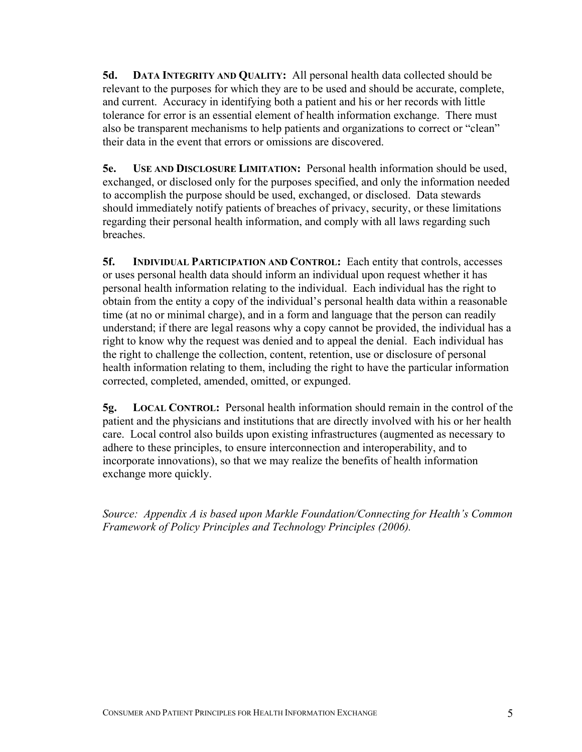**5d. DATA INTEGRITY AND QUALITY:** All personal health data collected should be relevant to the purposes for which they are to be used and should be accurate, complete, and current. Accuracy in identifying both a patient and his or her records with little tolerance for error is an essential element of health information exchange. There must also be transparent mechanisms to help patients and organizations to correct or "clean" their data in the event that errors or omissions are discovered.

**5e. USE AND DISCLOSURE LIMITATION:** Personal health information should be used, exchanged, or disclosed only for the purposes specified, and only the information needed to accomplish the purpose should be used, exchanged, or disclosed. Data stewards should immediately notify patients of breaches of privacy, security, or these limitations regarding their personal health information, and comply with all laws regarding such breaches.

**5f. INDIVIDUAL PARTICIPATION AND CONTROL:** Each entity that controls, accesses or uses personal health data should inform an individual upon request whether it has personal health information relating to the individual. Each individual has the right to obtain from the entity a copy of the individual's personal health data within a reasonable time (at no or minimal charge), and in a form and language that the person can readily understand; if there are legal reasons why a copy cannot be provided, the individual has a right to know why the request was denied and to appeal the denial. Each individual has the right to challenge the collection, content, retention, use or disclosure of personal health information relating to them, including the right to have the particular information corrected, completed, amended, omitted, or expunged.

**5g. LOCAL CONTROL:** Personal health information should remain in the control of the patient and the physicians and institutions that are directly involved with his or her health care. Local control also builds upon existing infrastructures (augmented as necessary to adhere to these principles, to ensure interconnection and interoperability, and to incorporate innovations), so that we may realize the benefits of health information exchange more quickly.

*Source: Appendix A is based upon Markle Foundation/Connecting for Health's Common Framework of Policy Principles and Technology Principles (2006).*